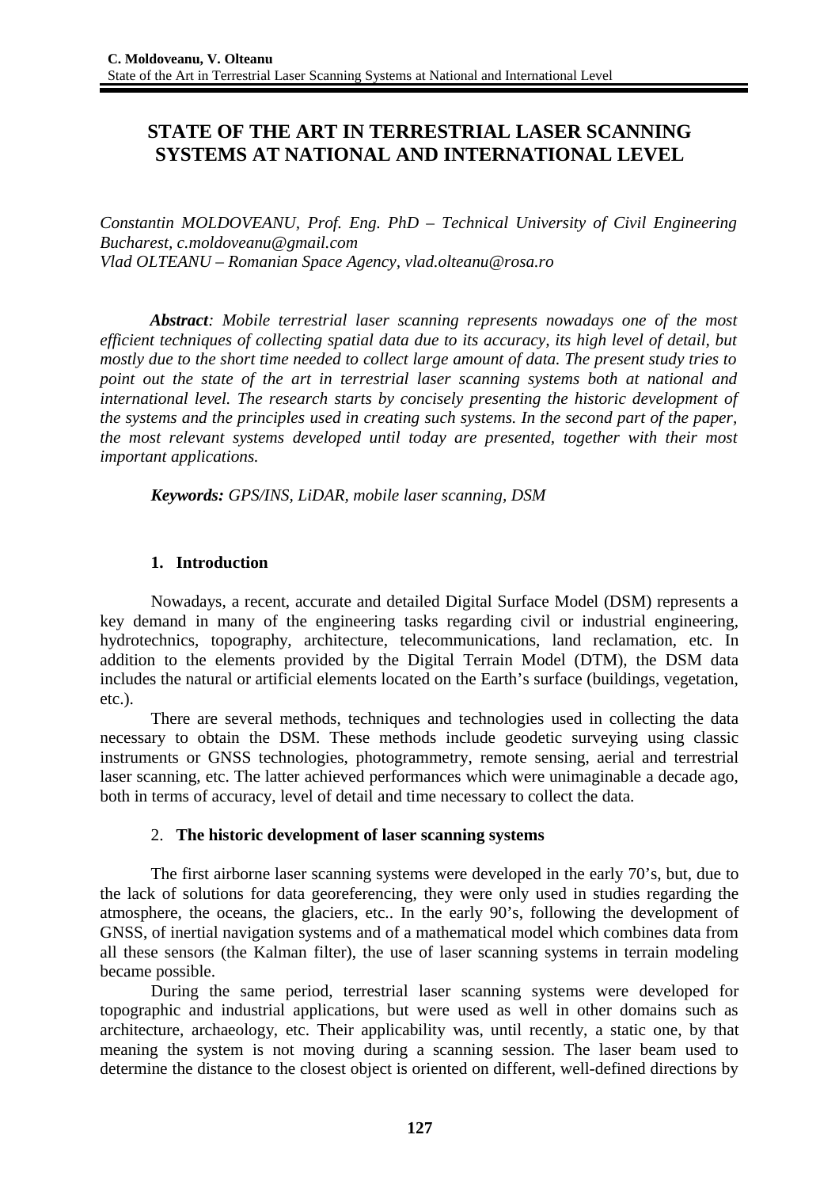# STATE OF THE ART IN TERRESTRIAL LASER SCANNING SYSTEMS AT NATIONAL AND INTERNATIONAL LEVEL

*Constantin MOLDOVEANU, Prof. Eng. PhD – Technical University of Civil Engineering Bucharest, c.moldoveanu@gmail.com*
*Vlad OLTEANU – Romanian Space Agency, vlad.olteanu@rosa.ro*

***Abstract**: Mobile terrestrial laser scanning represents nowadays one of the most efficient techniques of collecting spatial data due to its accuracy, its high level of detail, but mostly due to the short time needed to collect large amount of data. The present study tries to point out the state of the art in terrestrial laser scanning systems both at national and international level. The research starts by concisely presenting the historic development of the systems and the principles used in creating such systems. In the second part of the paper, the most relevant systems developed until today are presented, together with their most important applications.*

***Keywords:** GPS/INS, LiDAR, mobile laser scanning, DSM*

## 1. Introduction

Nowadays, a recent, accurate and detailed Digital Surface Model (DSM) represents a key demand in many of the engineering tasks regarding civil or industrial engineering, hydrotechnics, topography, architecture, telecommunications, land reclamation, etc. In addition to the elements provided by the Digital Terrain Model (DTM), the DSM data includes the natural or artificial elements located on the Earth's surface (buildings, vegetation, etc.).

There are several methods, techniques and technologies used in collecting the data necessary to obtain the DSM. These methods include geodetic surveying using classic instruments or GNSS technologies, photogrammetry, remote sensing, aerial and terrestrial laser scanning, etc. The latter achieved performances which were unimaginable a decade ago, both in terms of accuracy, level of detail and time necessary to collect the data.

## 2. The historic development of laser scanning systems

The first airborne laser scanning systems were developed in the early 70's, but, due to the lack of solutions for data georeferencing, they were only used in studies regarding the atmosphere, the oceans, the glaciers, etc.. In the early 90's, following the development of GNSS, of inertial navigation systems and of a mathematical model which combines data from all these sensors (the Kalman filter), the use of laser scanning systems in terrain modeling became possible.

During the same period, terrestrial laser scanning systems were developed for topographic and industrial applications, but were used as well in other domains such as architecture, archaeology, etc. Their applicability was, until recently, a static one, by that meaning the system is not moving during a scanning session. The laser beam used to determine the distance to the closest object is oriented on different, well-defined directions by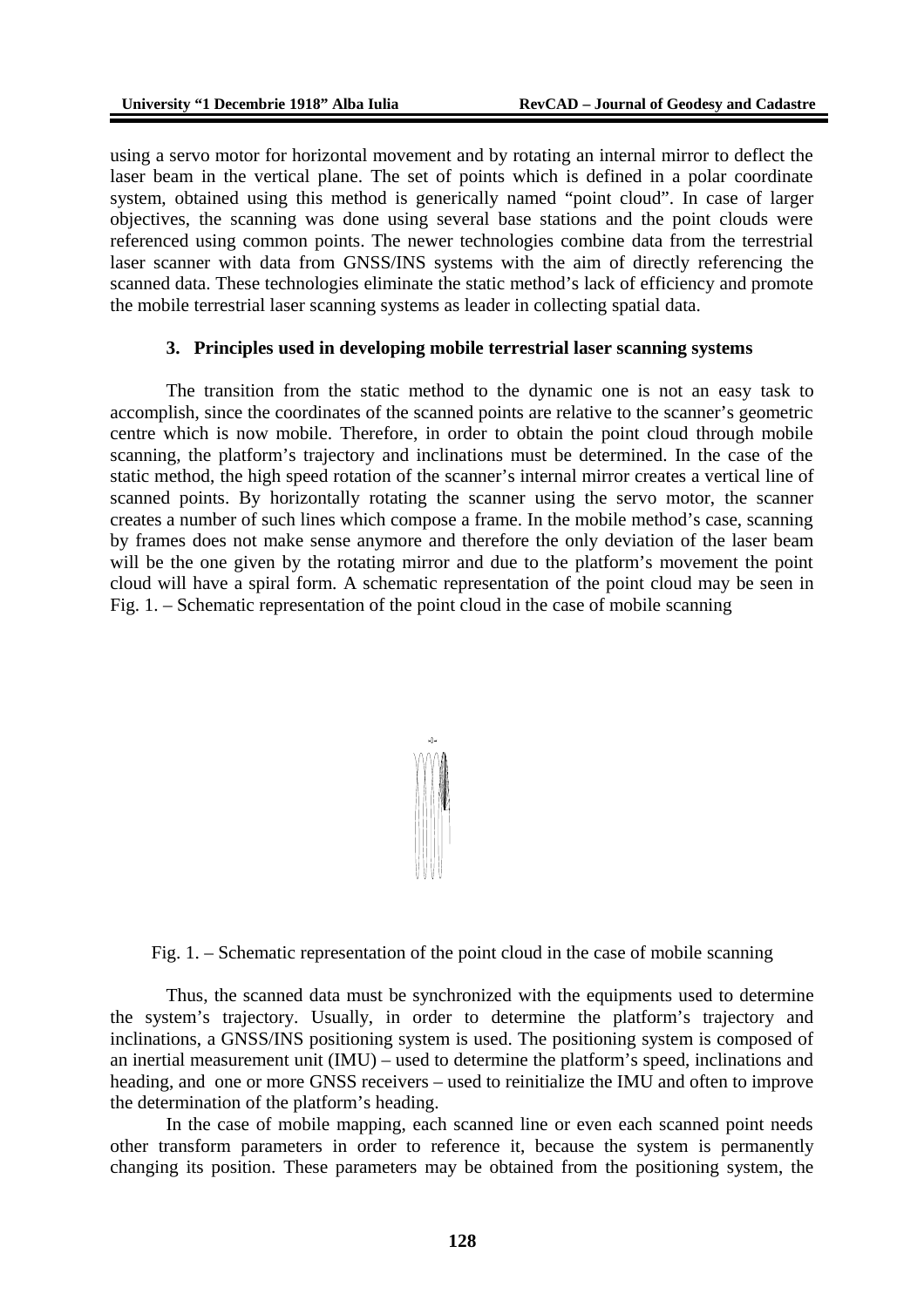using a servo motor for horizontal movement and by rotating an internal mirror to deflect the laser beam in the vertical plane. The set of points which is defined in a polar coordinate system, obtained using this method is generically named "point cloud". In case of larger objectives, the scanning was done using several base stations and the point clouds were referenced using common points. The newer technologies combine data from the terrestrial laser scanner with data from GNSS/INS systems with the aim of directly referencing the scanned data. These technologies eliminate the static method's lack of efficiency and promote the mobile terrestrial laser scanning systems as leader in collecting spatial data.

## 3. Principles used in developing mobile terrestrial laser scanning systems

The transition from the static method to the dynamic one is not an easy task to accomplish, since the coordinates of the scanned points are relative to the scanner's geometric centre which is now mobile. Therefore, in order to obtain the point cloud through mobile scanning, the platform's trajectory and inclinations must be determined. In the case of the static method, the high speed rotation of the scanner's internal mirror creates a vertical line of scanned points. By horizontally rotating the scanner using the servo motor, the scanner creates a number of such lines which compose a frame. In the mobile method's case, scanning by frames does not make sense anymore and therefore the only deviation of the laser beam will be the one given by the rotating mirror and due to the platform's movement the point cloud will have a spiral form. A schematic representation of the point cloud may be seen in Fig. 1. – Schematic representation of the point cloud in the case of mobile scanning

Fig. 1. – Schematic representation of the point cloud in the case of mobile scanning

Thus, the scanned data must be synchronized with the equipments used to determine the system's trajectory. Usually, in order to determine the platform's trajectory and inclinations, a GNSS/INS positioning system is used. The positioning system is composed of an inertial measurement unit (IMU) – used to determine the platform's speed, inclinations and heading, and one or more GNSS receivers – used to reinitialize the IMU and often to improve the determination of the platform's heading.

In the case of mobile mapping, each scanned line or even each scanned point needs other transform parameters in order to reference it, because the system is permanently changing its position. These parameters may be obtained from the positioning system, the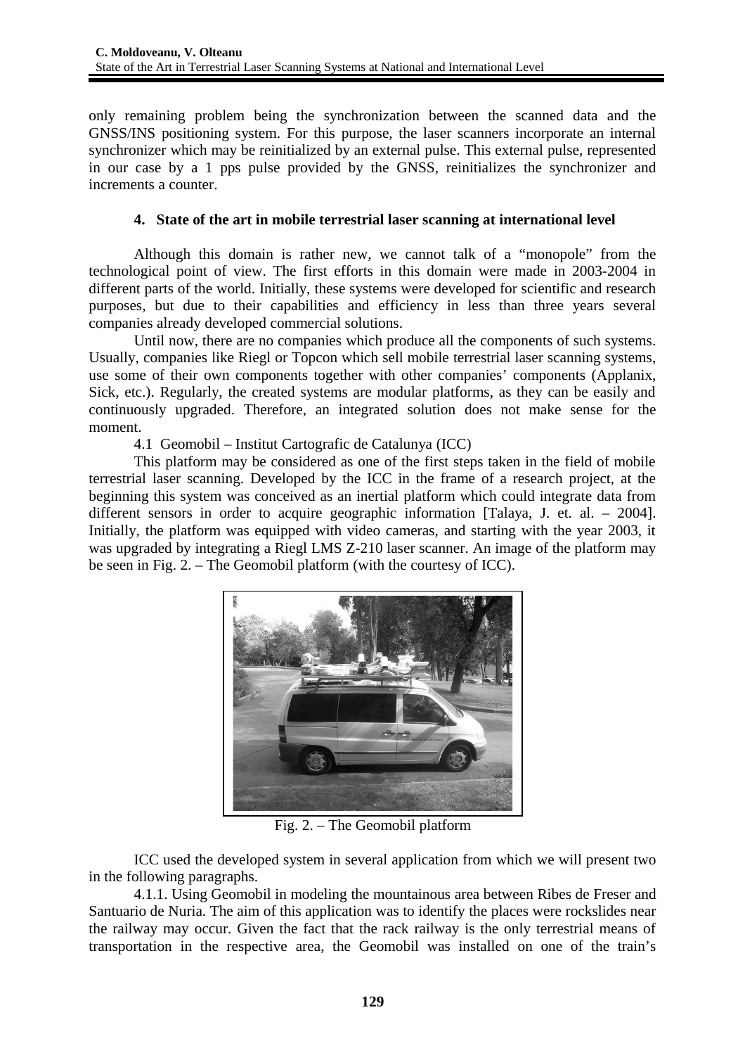only remaining problem being the synchronization between the scanned data and the GNSS/INS positioning system. For this purpose, the laser scanners incorporate an internal synchronizer which may be reinitialized by an external pulse. This external pulse, represented in our case by a 1 pps pulse provided by the GNSS, reinitializes the synchronizer and increments a counter.

## 4. State of the art in mobile terrestrial laser scanning at international level

Although this domain is rather new, we cannot talk of a "monopole" from the technological point of view. The first efforts in this domain were made in 2003-2004 in different parts of the world. Initially, these systems were developed for scientific and research purposes, but due to their capabilities and efficiency in less than three years several companies already developed commercial solutions.

Until now, there are no companies which produce all the components of such systems. Usually, companies like Riegl or Topcon which sell mobile terrestrial laser scanning systems, use some of their own components together with other companies' components (Applanix, Sick, etc.). Regularly, the created systems are modular platforms, as they can be easily and continuously upgraded. Therefore, an integrated solution does not make sense for the moment.

4.1 Geomobil – Institut Cartografic de Catalunya (ICC)

This platform may be considered as one of the first steps taken in the field of mobile terrestrial laser scanning. Developed by the ICC in the frame of a research project, at the beginning this system was conceived as an inertial platform which could integrate data from different sensors in order to acquire geographic information [Talaya, J. et. al. – 2004]. Initially, the platform was equipped with video cameras, and starting with the year 2003, it was upgraded by integrating a Riegl LMS Z-210 laser scanner. An image of the platform may be seen in Fig. 2. – The Geomobil platform (with the courtesy of ICC).

Fig. 2. – The Geomobil platform

ICC used the developed system in several application from which we will present two in the following paragraphs.

4.1.1. Using Geomobil in modeling the mountainous area between Ribes de Freser and Santuario de Nuria. The aim of this application was to identify the places were rockslides near the railway may occur. Given the fact that the rack railway is the only terrestrial means of transportation in the respective area, the Geomobil was installed on one of the train's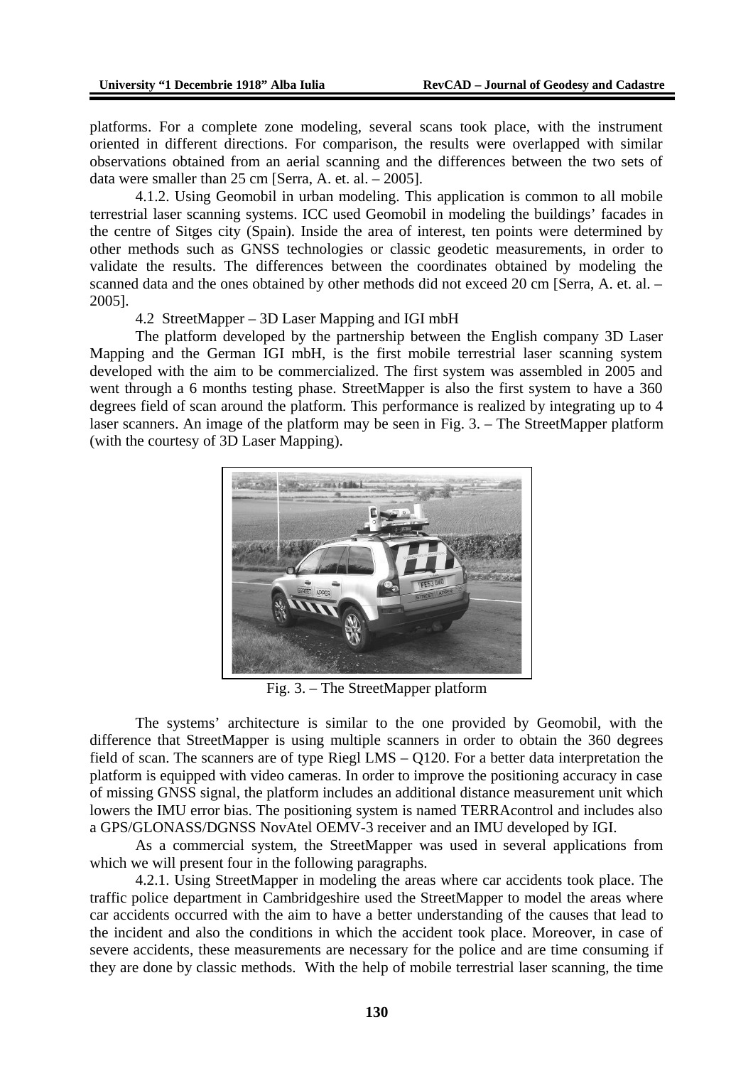platforms. For a complete zone modeling, several scans took place, with the instrument oriented in different directions. For comparison, the results were overlapped with similar observations obtained from an aerial scanning and the differences between the two sets of data were smaller than 25 cm [Serra, A. et. al. – 2005].

4.1.2. Using Geomobil in urban modeling. This application is common to all mobile terrestrial laser scanning systems. ICC used Geomobil in modeling the buildings' facades in the centre of Sitges city (Spain). Inside the area of interest, ten points were determined by other methods such as GNSS technologies or classic geodetic measurements, in order to validate the results. The differences between the coordinates obtained by modeling the scanned data and the ones obtained by other methods did not exceed 20 cm [Serra, A. et. al. – 2005].

### 4.2 StreetMapper – 3D Laser Mapping and IGI mbH

The platform developed by the partnership between the English company 3D Laser Mapping and the German IGI mbH, is the first mobile terrestrial laser scanning system developed with the aim to be commercialized. The first system was assembled in 2005 and went through a 6 months testing phase. StreetMapper is also the first system to have a 360 degrees field of scan around the platform. This performance is realized by integrating up to 4 laser scanners. An image of the platform may be seen in Fig. 3. – The StreetMapper platform (with the courtesy of 3D Laser Mapping).

Fig. 3. – The StreetMapper platform

The systems' architecture is similar to the one provided by Geomobil, with the difference that StreetMapper is using multiple scanners in order to obtain the 360 degrees field of scan. The scanners are of type Riegl LMS – Q120. For a better data interpretation the platform is equipped with video cameras. In order to improve the positioning accuracy in case of missing GNSS signal, the platform includes an additional distance measurement unit which lowers the IMU error bias. The positioning system is named TERRAcontrol and includes also a GPS/GLONASS/DGNSS NovAtel OEMV-3 receiver and an IMU developed by IGI.

As a commercial system, the StreetMapper was used in several applications from which we will present four in the following paragraphs.

4.2.1. Using StreetMapper in modeling the areas where car accidents took place. The traffic police department in Cambridgeshire used the StreetMapper to model the areas where car accidents occurred with the aim to have a better understanding of the causes that lead to the incident and also the conditions in which the accident took place. Moreover, in case of severe accidents, these measurements are necessary for the police and are time consuming if they are done by classic methods. With the help of mobile terrestrial laser scanning, the time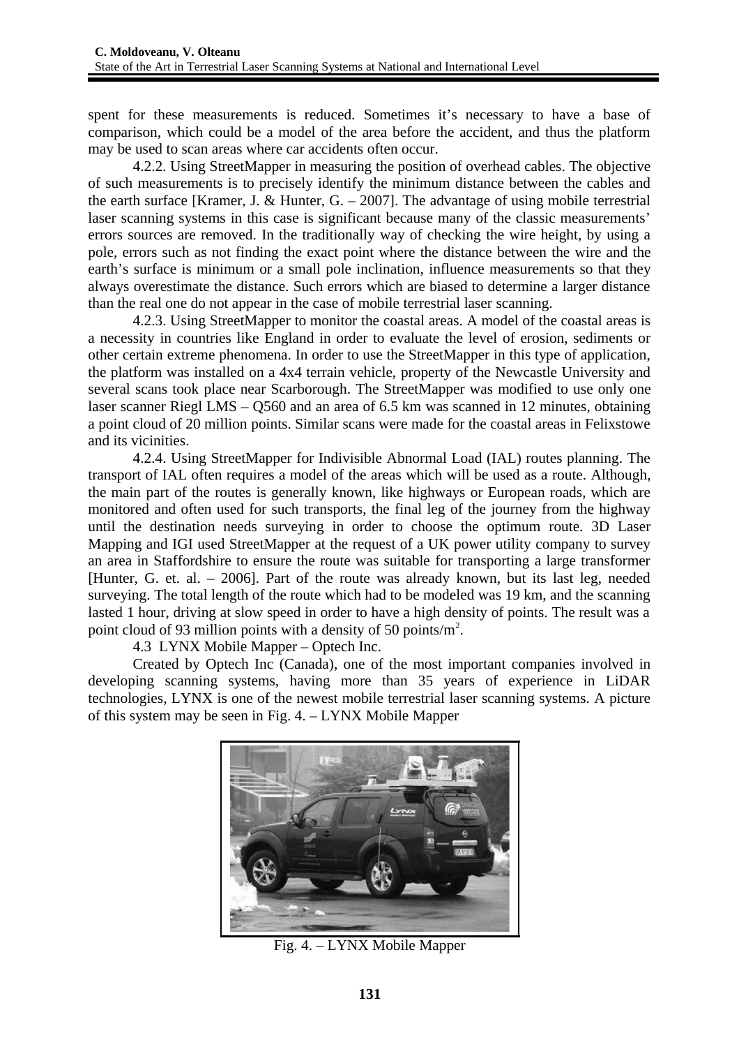spent for these measurements is reduced. Sometimes it's necessary to have a base of comparison, which could be a model of the area before the accident, and thus the platform may be used to scan areas where car accidents often occur.

4.2.2. Using StreetMapper in measuring the position of overhead cables. The objective of such measurements is to precisely identify the minimum distance between the cables and the earth surface [Kramer, J. & Hunter, G. – 2007]. The advantage of using mobile terrestrial laser scanning systems in this case is significant because many of the classic measurements' errors sources are removed. In the traditionally way of checking the wire height, by using a pole, errors such as not finding the exact point where the distance between the wire and the earth's surface is minimum or a small pole inclination, influence measurements so that they always overestimate the distance. Such errors which are biased to determine a larger distance than the real one do not appear in the case of mobile terrestrial laser scanning.

4.2.3. Using StreetMapper to monitor the coastal areas. A model of the coastal areas is a necessity in countries like England in order to evaluate the level of erosion, sediments or other certain extreme phenomena. In order to use the StreetMapper in this type of application, the platform was installed on a 4x4 terrain vehicle, property of the Newcastle University and several scans took place near Scarborough. The StreetMapper was modified to use only one laser scanner Riegl LMS – Q560 and an area of 6.5 km was scanned in 12 minutes, obtaining a point cloud of 20 million points. Similar scans were made for the coastal areas in Felixstowe and its vicinities.

4.2.4. Using StreetMapper for Indivisible Abnormal Load (IAL) routes planning. The transport of IAL often requires a model of the areas which will be used as a route. Although, the main part of the routes is generally known, like highways or European roads, which are monitored and often used for such transports, the final leg of the journey from the highway until the destination needs surveying in order to choose the optimum route. 3D Laser Mapping and IGI used StreetMapper at the request of a UK power utility company to survey an area in Staffordshire to ensure the route was suitable for transporting a large transformer [Hunter, G. et. al. – 2006]. Part of the route was already known, but its last leg, needed surveying. The total length of the route which had to be modeled was 19 km, and the scanning lasted 1 hour, driving at slow speed in order to have a high density of points. The result was a point cloud of 93 million points with a density of 50 points/m$^2$.

4.3 LYNX Mobile Mapper – Optech Inc.

Created by Optech Inc (Canada), one of the most important companies involved in developing scanning systems, having more than 35 years of experience in LiDAR technologies, LYNX is one of the newest mobile terrestrial laser scanning systems. A picture of this system may be seen in Fig. 4. – LYNX Mobile Mapper

Fig. 4. – LYNX Mobile Mapper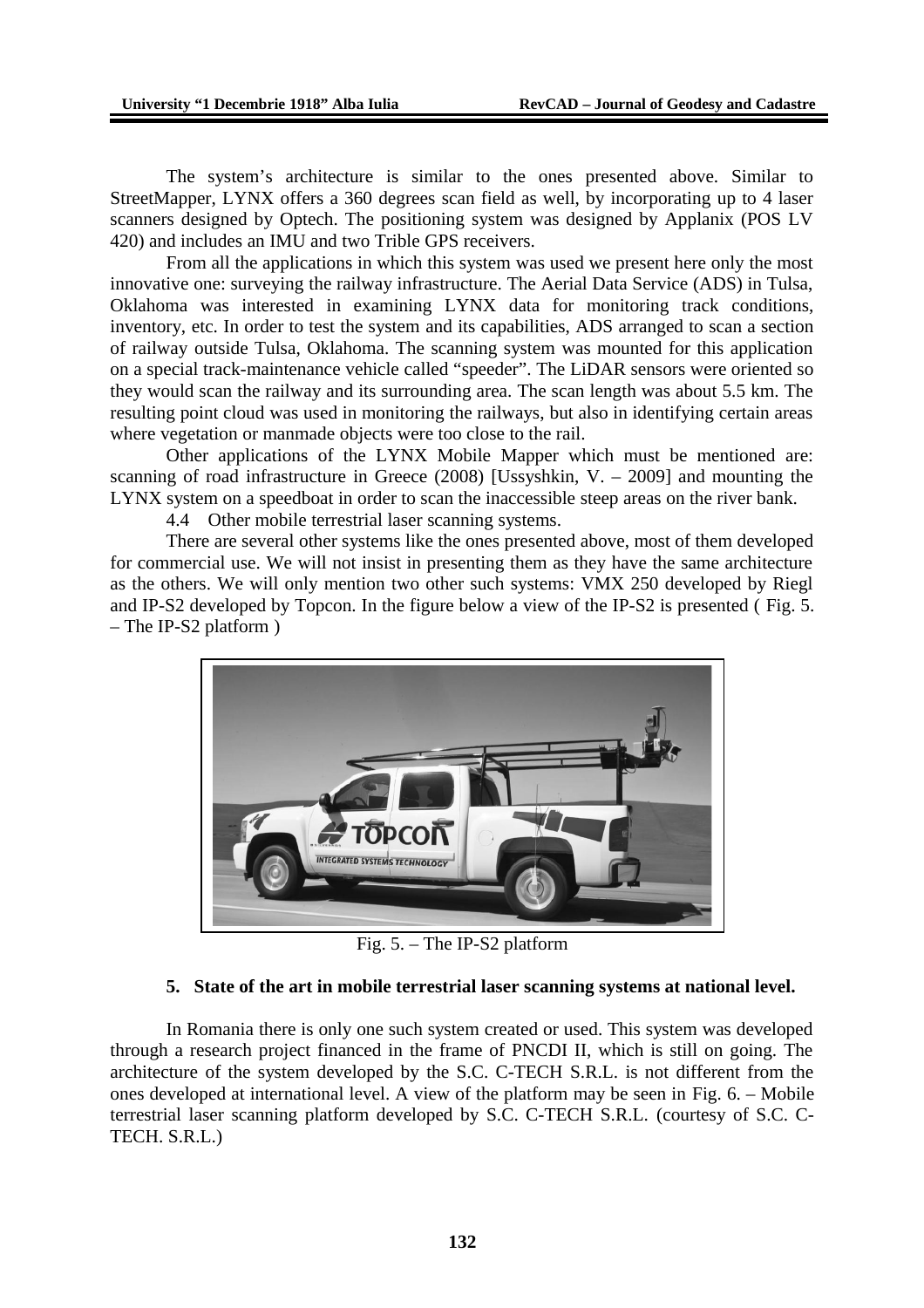The system's architecture is similar to the ones presented above. Similar to StreetMapper, LYNX offers a 360 degrees scan field as well, by incorporating up to 4 laser scanners designed by Optech. The positioning system was designed by Applanix (POS LV 420) and includes an IMU and two Trible GPS receivers.

From all the applications in which this system was used we present here only the most innovative one: surveying the railway infrastructure. The Aerial Data Service (ADS) in Tulsa, Oklahoma was interested in examining LYNX data for monitoring track conditions, inventory, etc. In order to test the system and its capabilities, ADS arranged to scan a section of railway outside Tulsa, Oklahoma. The scanning system was mounted for this application on a special track-maintenance vehicle called "speeder". The LiDAR sensors were oriented so they would scan the railway and its surrounding area. The scan length was about 5.5 km. The resulting point cloud was used in monitoring the railways, but also in identifying certain areas where vegetation or manmade objects were too close to the rail.

Other applications of the LYNX Mobile Mapper which must be mentioned are: scanning of road infrastructure in Greece (2008) [Ussyshkin, V. – 2009] and mounting the LYNX system on a speedboat in order to scan the inaccessible steep areas on the river bank.

### 4.4 Other mobile terrestrial laser scanning systems.

There are several other systems like the ones presented above, most of them developed for commercial use. We will not insist in presenting them as they have the same architecture as the others. We will only mention two other such systems: VMX 250 developed by Riegl and IP-S2 developed by Topcon. In the figure below a view of the IP-S2 is presented ( Fig. 5. – The IP-S2 platform )

Fig. 5. – The IP-S2 platform

## 5. State of the art in mobile terrestrial laser scanning systems at national level.

In Romania there is only one such system created or used. This system was developed through a research project financed in the frame of PNCDI II, which is still on going. The architecture of the system developed by the S.C. C-TECH S.R.L. is not different from the ones developed at international level. A view of the platform may be seen in Fig. 6. – Mobile terrestrial laser scanning platform developed by S.C. C-TECH S.R.L. (courtesy of S.C. C-TECH. S.R.L.)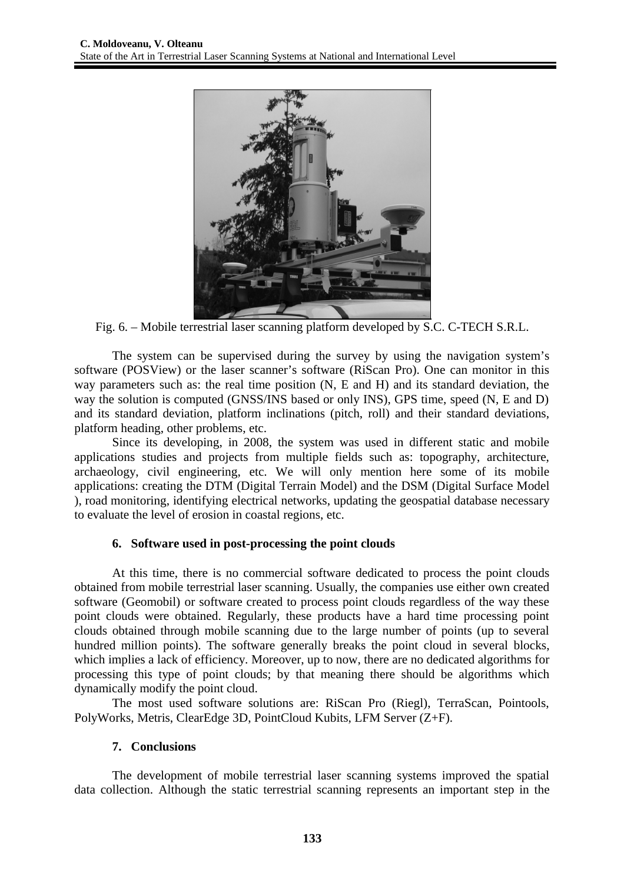Fig. 6. – Mobile terrestrial laser scanning platform developed by S.C. C-TECH S.R.L.

The system can be supervised during the survey by using the navigation system's software (POSView) or the laser scanner's software (RiScan Pro). One can monitor in this way parameters such as: the real time position (N, E and H) and its standard deviation, the way the solution is computed (GNSS/INS based or only INS), GPS time, speed (N, E and D) and its standard deviation, platform inclinations (pitch, roll) and their standard deviations, platform heading, other problems, etc.

Since its developing, in 2008, the system was used in different static and mobile applications studies and projects from multiple fields such as: topography, architecture, archaeology, civil engineering, etc. We will only mention here some of its mobile applications: creating the DTM (Digital Terrain Model) and the DSM (Digital Surface Model ), road monitoring, identifying electrical networks, updating the geospatial database necessary to evaluate the level of erosion in coastal regions, etc.

## 6. Software used in post-processing the point clouds

At this time, there is no commercial software dedicated to process the point clouds obtained from mobile terrestrial laser scanning. Usually, the companies use either own created software (Geomobil) or software created to process point clouds regardless of the way these point clouds were obtained. Regularly, these products have a hard time processing point clouds obtained through mobile scanning due to the large number of points (up to several hundred million points). The software generally breaks the point cloud in several blocks, which implies a lack of efficiency. Moreover, up to now, there are no dedicated algorithms for processing this type of point clouds; by that meaning there should be algorithms which dynamically modify the point cloud.

The most used software solutions are: RiScan Pro (Riegl), TerraScan, Pointools, PolyWorks, Metris, ClearEdge 3D, PointCloud Kubits, LFM Server (Z+F).

## 7. Conclusions

The development of mobile terrestrial laser scanning systems improved the spatial data collection. Although the static terrestrial scanning represents an important step in the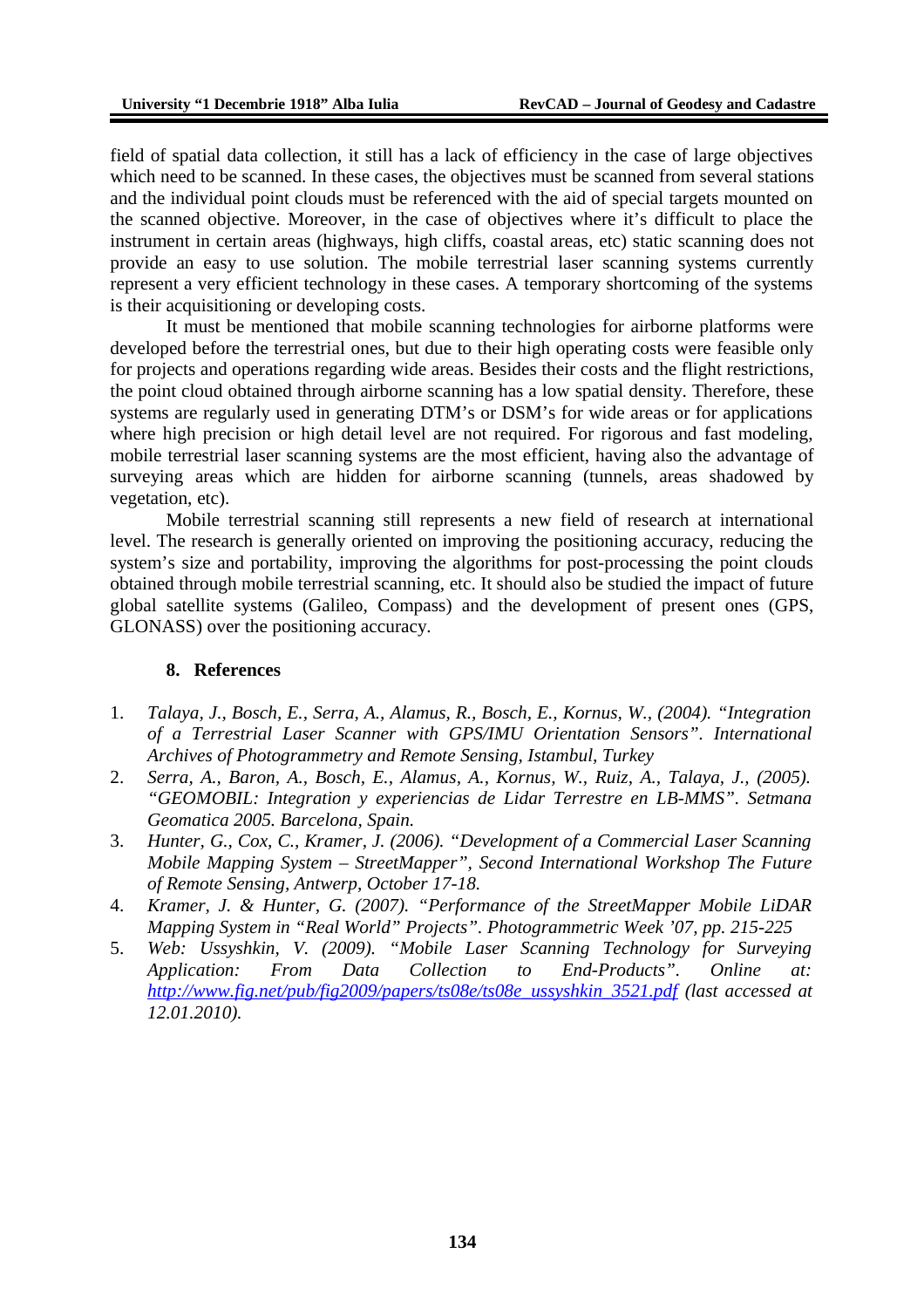field of spatial data collection, it still has a lack of efficiency in the case of large objectives which need to be scanned. In these cases, the objectives must be scanned from several stations and the individual point clouds must be referenced with the aid of special targets mounted on the scanned objective. Moreover, in the case of objectives where it's difficult to place the instrument in certain areas (highways, high cliffs, coastal areas, etc) static scanning does not provide an easy to use solution. The mobile terrestrial laser scanning systems currently represent a very efficient technology in these cases. A temporary shortcoming of the systems is their acquisitioning or developing costs.

It must be mentioned that mobile scanning technologies for airborne platforms were developed before the terrestrial ones, but due to their high operating costs were feasible only for projects and operations regarding wide areas. Besides their costs and the flight restrictions, the point cloud obtained through airborne scanning has a low spatial density. Therefore, these systems are regularly used in generating DTM's or DSM's for wide areas or for applications where high precision or high detail level are not required. For rigorous and fast modeling, mobile terrestrial laser scanning systems are the most efficient, having also the advantage of surveying areas which are hidden for airborne scanning (tunnels, areas shadowed by vegetation, etc).

Mobile terrestrial scanning still represents a new field of research at international level. The research is generally oriented on improving the positioning accuracy, reducing the system's size and portability, improving the algorithms for post-processing the point clouds obtained through mobile terrestrial scanning, etc. It should also be studied the impact of future global satellite systems (Galileo, Compass) and the development of present ones (GPS, GLONASS) over the positioning accuracy.

## 8. References

1. *Talaya, J., Bosch, E., Serra, A., Alamus, R., Bosch, E., Kornus, W., (2004). "Integration of a Terrestrial Laser Scanner with GPS/IMU Orientation Sensors". International Archives of Photogrammetry and Remote Sensing, Istambul, Turkey*
2. *Serra, A., Baron, A., Bosch, E., Alamus, A., Kornus, W., Ruiz, A., Talaya, J., (2005). "GEOMOBIL: Integration y experiencias de Lidar Terrestre en LB-MMS". Setmana Geomatica 2005. Barcelona, Spain.*
3. *Hunter, G., Cox, C., Kramer, J. (2006). "Development of a Commercial Laser Scanning Mobile Mapping System – StreetMapper", Second International Workshop The Future of Remote Sensing, Antwerp, October 17-18.*
4. *Kramer, J. & Hunter, G. (2007). "Performance of the StreetMapper Mobile LiDAR Mapping System in "Real World" Projects". Photogrammetric Week '07, pp. 215-225*
5. *Web: Ussyshkin, V. (2009). "Mobile Laser Scanning Technology for Surveying Application: From Data Collection to End-Products". Online at: [http://www.fig.net/pub/fig2009/papers/ts08e/ts08e_ussyshkin_3521.pdf](http://www.fig.net/pub/fig2009/papers/ts08e/ts08e_ussyshkin_3521.pdf) (last accessed at 12.01.2010).*